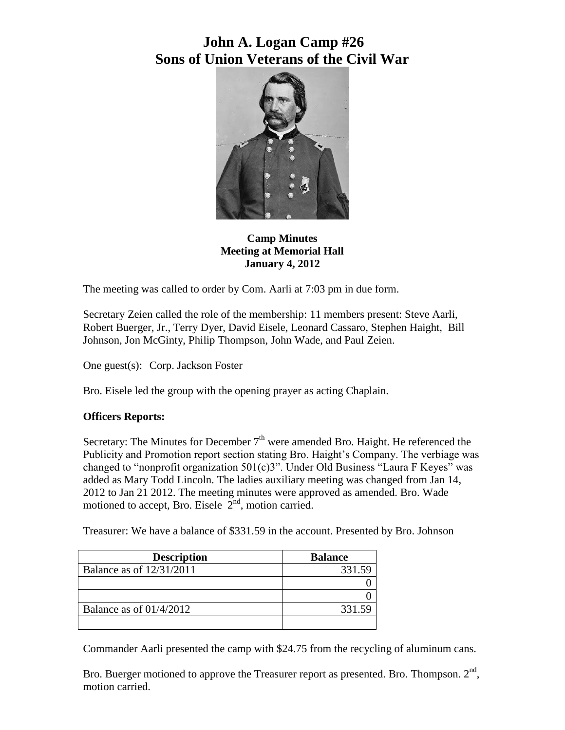# John A. Logan Camp #26
# Sons of Union Veterans of the Civil War

**Camp Minutes**
**Meeting at Memorial Hall**
**January 4, 2012**

The meeting was called to order by Com. Aarli at 7:03 pm in due form.

Secretary Zeien called the role of the membership: 11 members present: Steve Aarli, Robert Buerger, Jr., Terry Dyer, David Eisele, Leonard Cassaro, Stephen Haight, Bill Johnson, Jon McGinty, Philip Thompson, John Wade, and Paul Zeien.

One guest(s): Corp. Jackson Foster

Bro. Eisele led the group with the opening prayer as acting Chaplain.

**Officers Reports:**

Secretary: The Minutes for December 7th were amended Bro. Haight. He referenced the Publicity and Promotion report section stating Bro. Haight's Company. The verbiage was changed to "nonprofit organization 501(c)3". Under Old Business "Laura F Keyes" was added as Mary Todd Lincoln. The ladies auxiliary meeting was changed from Jan 14, 2012 to Jan 21 2012. The meeting minutes were approved as amended. Bro. Wade motioned to accept, Bro. Eisele 2nd, motion carried.

Treasurer: We have a balance of $331.59 in the account. Presented by Bro. Johnson

| Description | Balance |
|---|---|
| Balance as of 12/31/2011 | 331.59 |
| | 0 |
| | 0 |
| Balance as of 01/4/2012 | 331.59 |
| | |

Commander Aarli presented the camp with $24.75 from the recycling of aluminum cans.

Bro. Buerger motioned to approve the Treasurer report as presented. Bro. Thompson. 2nd, motion carried.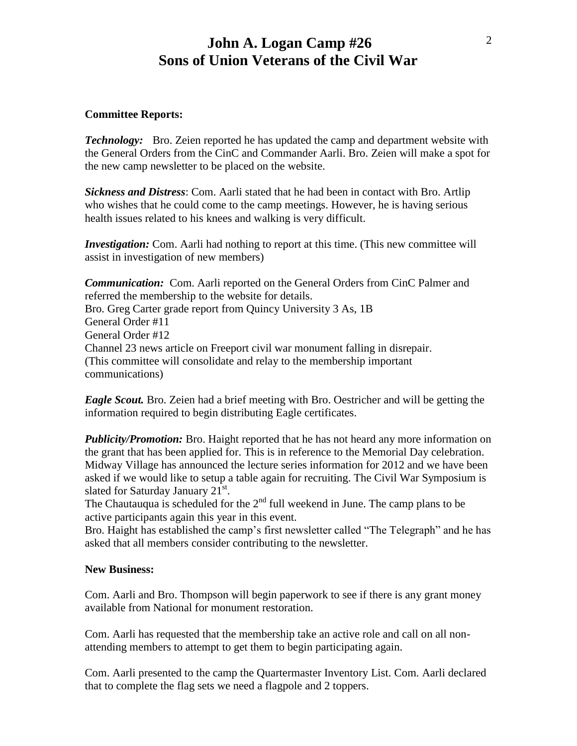# John A. Logan Camp #26
# Sons of Union Veterans of the Civil War

**Committee Reports:**

***Technology:*** Bro. Zeien reported he has updated the camp and department website with the General Orders from the CinC and Commander Aarli. Bro. Zeien will make a spot for the new camp newsletter to be placed on the website.

***Sickness and Distress***: Com. Aarli stated that he had been in contact with Bro. Artlip who wishes that he could come to the camp meetings. However, he is having serious health issues related to his knees and walking is very difficult.

***Investigation:*** Com. Aarli had nothing to report at this time. (This new committee will assist in investigation of new members)

***Communication:*** Com. Aarli reported on the General Orders from CinC Palmer and referred the membership to the website for details.
Bro. Greg Carter grade report from Quincy University 3 As, 1B
General Order #11
General Order #12
Channel 23 news article on Freeport civil war monument falling in disrepair.
(This committee will consolidate and relay to the membership important communications)

***Eagle Scout.*** Bro. Zeien had a brief meeting with Bro. Oestricher and will be getting the information required to begin distributing Eagle certificates.

***Publicity/Promotion:*** Bro. Haight reported that he has not heard any more information on the grant that has been applied for. This is in reference to the Memorial Day celebration. Midway Village has announced the lecture series information for 2012 and we have been asked if we would like to setup a table again for recruiting. The Civil War Symposium is slated for Saturday January 21st.
The Chautauqua is scheduled for the 2nd full weekend in June. The camp plans to be active participants again this year in this event.
Bro. Haight has established the camp's first newsletter called "The Telegraph" and he has asked that all members consider contributing to the newsletter.

**New Business:**

Com. Aarli and Bro. Thompson will begin paperwork to see if there is any grant money available from National for monument restoration.

Com. Aarli has requested that the membership take an active role and call on all non-attending members to attempt to get them to begin participating again.

Com. Aarli presented to the camp the Quartermaster Inventory List. Com. Aarli declared that to complete the flag sets we need a flagpole and 2 toppers.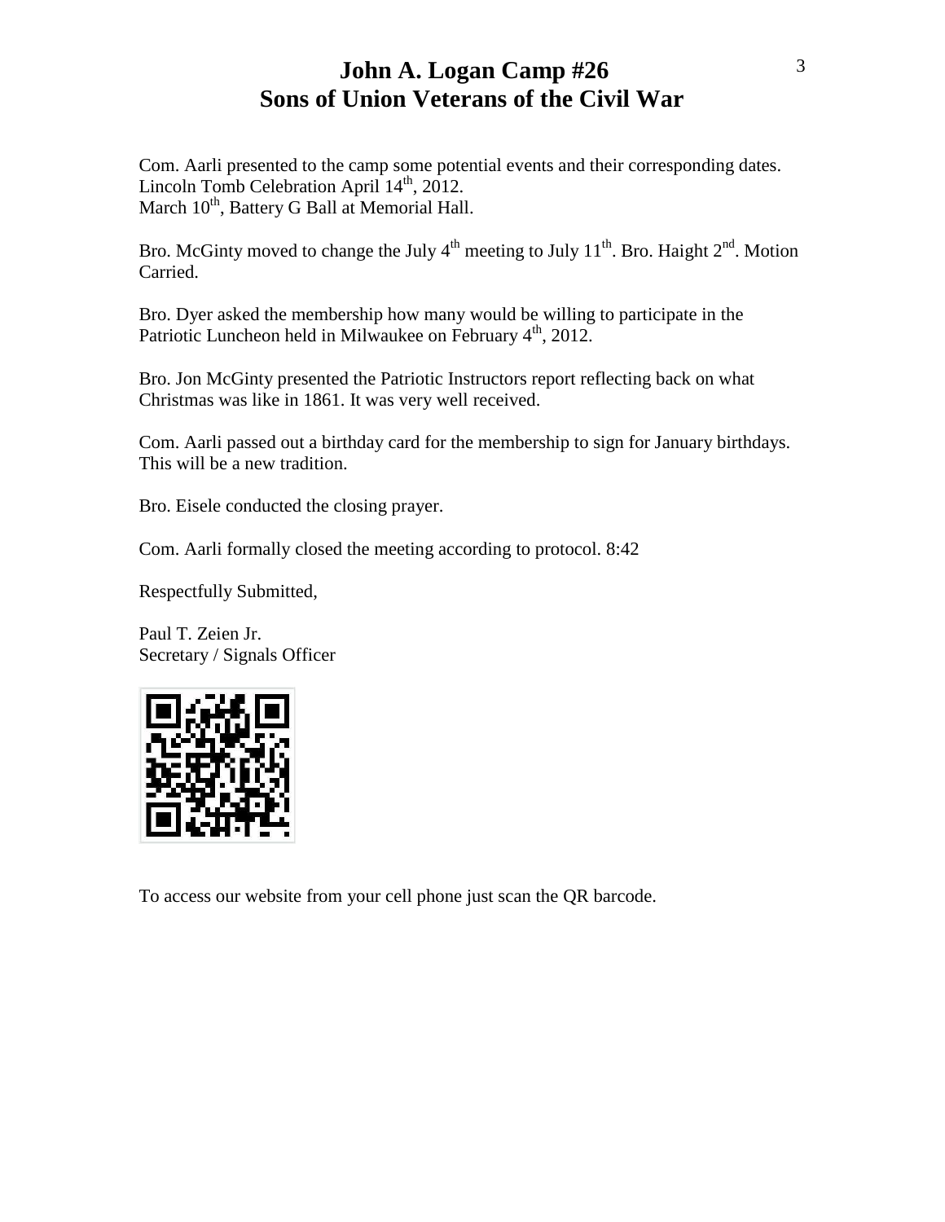# John A. Logan Camp #26
# Sons of Union Veterans of the Civil War

Com. Aarli presented to the camp some potential events and their corresponding dates.
Lincoln Tomb Celebration April 14th, 2012.
March 10th, Battery G Ball at Memorial Hall.

Bro. McGinty moved to change the July 4th meeting to July 11th. Bro. Haight 2nd. Motion Carried.

Bro. Dyer asked the membership how many would be willing to participate in the Patriotic Luncheon held in Milwaukee on February 4th, 2012.

Bro. Jon McGinty presented the Patriotic Instructors report reflecting back on what Christmas was like in 1861. It was very well received.

Com. Aarli passed out a birthday card for the membership to sign for January birthdays. This will be a new tradition.

Bro. Eisele conducted the closing prayer.

Com. Aarli formally closed the meeting according to protocol. 8:42

Respectfully Submitted,

Paul T. Zeien Jr.
Secretary / Signals Officer

To access our website from your cell phone just scan the QR barcode.